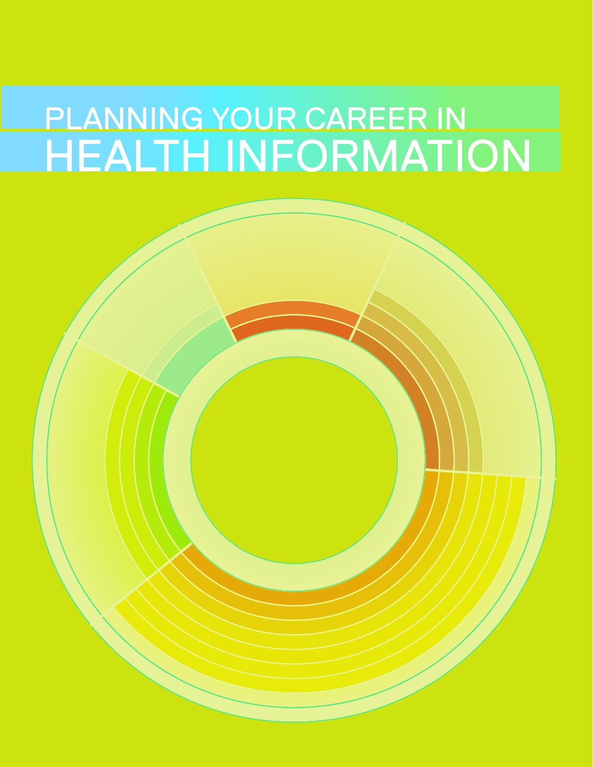# PLANNING YOUR CAREER IN HEALTH INFORMATION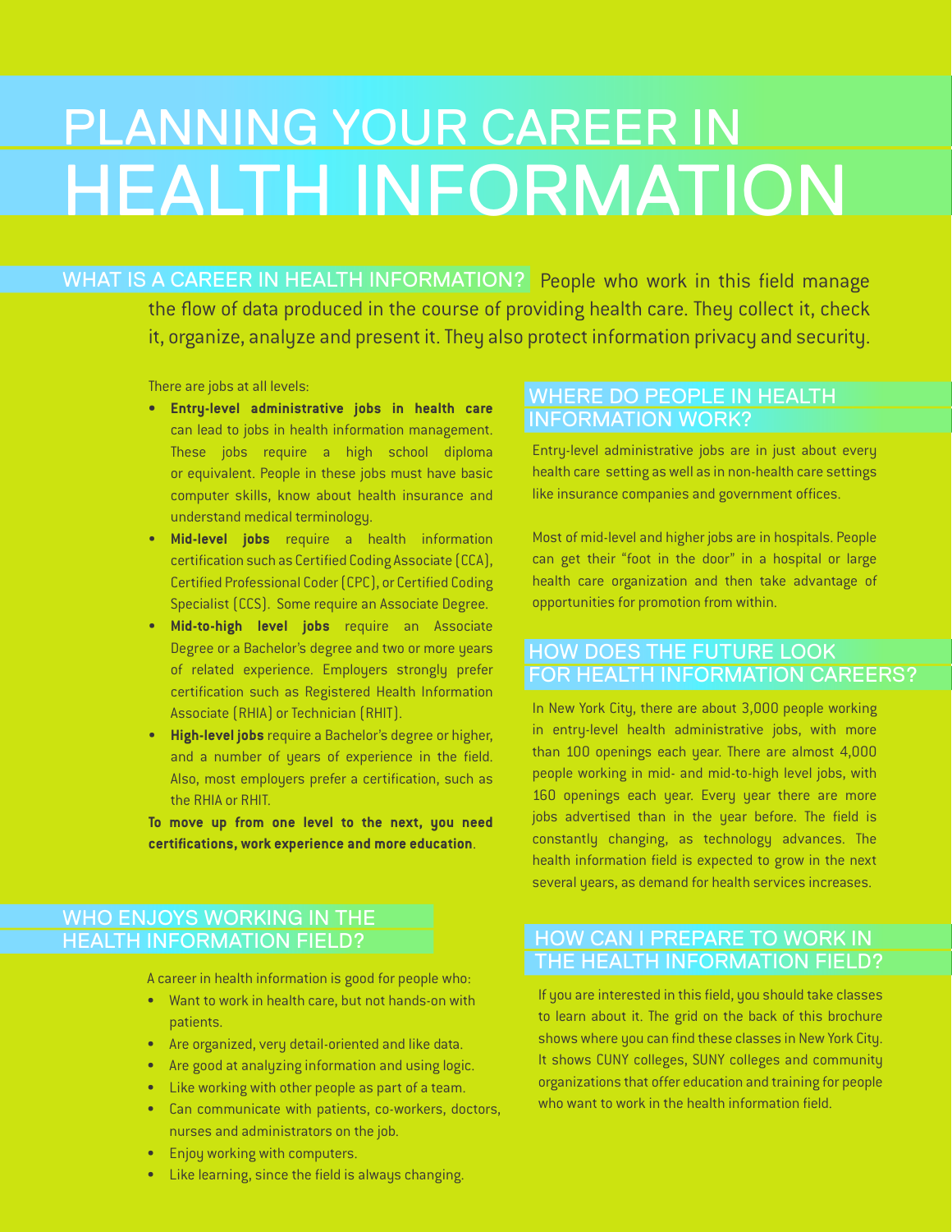# PLANNING YOUR CAREER IN HEALTH INFORMATION

## WHAT IS A CAREER IN HEALTH INFORMATION?

People who work in this field manage the flow of data produced in the course of providing health care. They collect it, check it, organize, analyze and present it. They also protect information privacy and security.

There are jobs at all levels:

- **Entry-level administrative jobs in health care** can lead to jobs in health information management. These jobs require a high school diploma or equivalent. People in these jobs must have basic computer skills, know about health insurance and understand medical terminology.
- **Mid-level jobs** require a health information certification such as Certified Coding Associate (CCA), Certified Professional Coder (CPC), or Certified Coding Specialist (CCS). Some require an Associate Degree.
- **Mid-to-high level jobs** require an Associate Degree or a Bachelor's degree and two or more years of related experience. Employers strongly prefer certification such as Registered Health Information Associate (RHIA) or Technician (RHIT).
- **High-level jobs** require a Bachelor's degree or higher, and a number of years of experience in the field. Also, most employers prefer a certification, such as the RHIA or RHIT.

**To move up from one level to the next, you need certifications, work experience and more education**.

## WHO ENJOYS WORKING IN THE HEALTH INFORMATION FIELD?

A career in health information is good for people who:

- Want to work in health care, but not hands-on with patients.
- Are organized, very detail-oriented and like data.
- Are good at analyzing information and using logic.
- Like working with other people as part of a team.
- Can communicate with patients, co-workers, doctors, nurses and administrators on the job.
- Enjoy working with computers.
- Like learning, since the field is always changing.

## WHERE DO PEOPLE IN HEALTH INFORMATION WORK?

Entry-level administrative jobs are in just about every health care setting as well as in non-health care settings like insurance companies and government offices.

Most of mid-level and higher jobs are in hospitals. People can get their "foot in the door" in a hospital or large health care organization and then take advantage of opportunities for promotion from within.

## HOW DOES THE FUTURE LOOK FOR HEALTH INFORMATION CAREERS?

In New York City, there are about 3,000 people working in entry-level health administrative jobs, with more than 100 openings each year. There are almost 4,000 people working in mid- and mid-to-high level jobs, with 160 openings each year. Every year there are more jobs advertised than in the year before. The field is constantly changing, as technology advances. The health information field is expected to grow in the next several years, as demand for health services increases.

## HOW CAN I PREPARE TO WORK IN THE HEALTH INFORMATION FIELD?

If you are interested in this field, you should take classes to learn about it. The grid on the back of this brochure shows where you can find these classes in New York City. It shows CUNY colleges, SUNY colleges and community organizations that offer education and training for people who want to work in the health information field.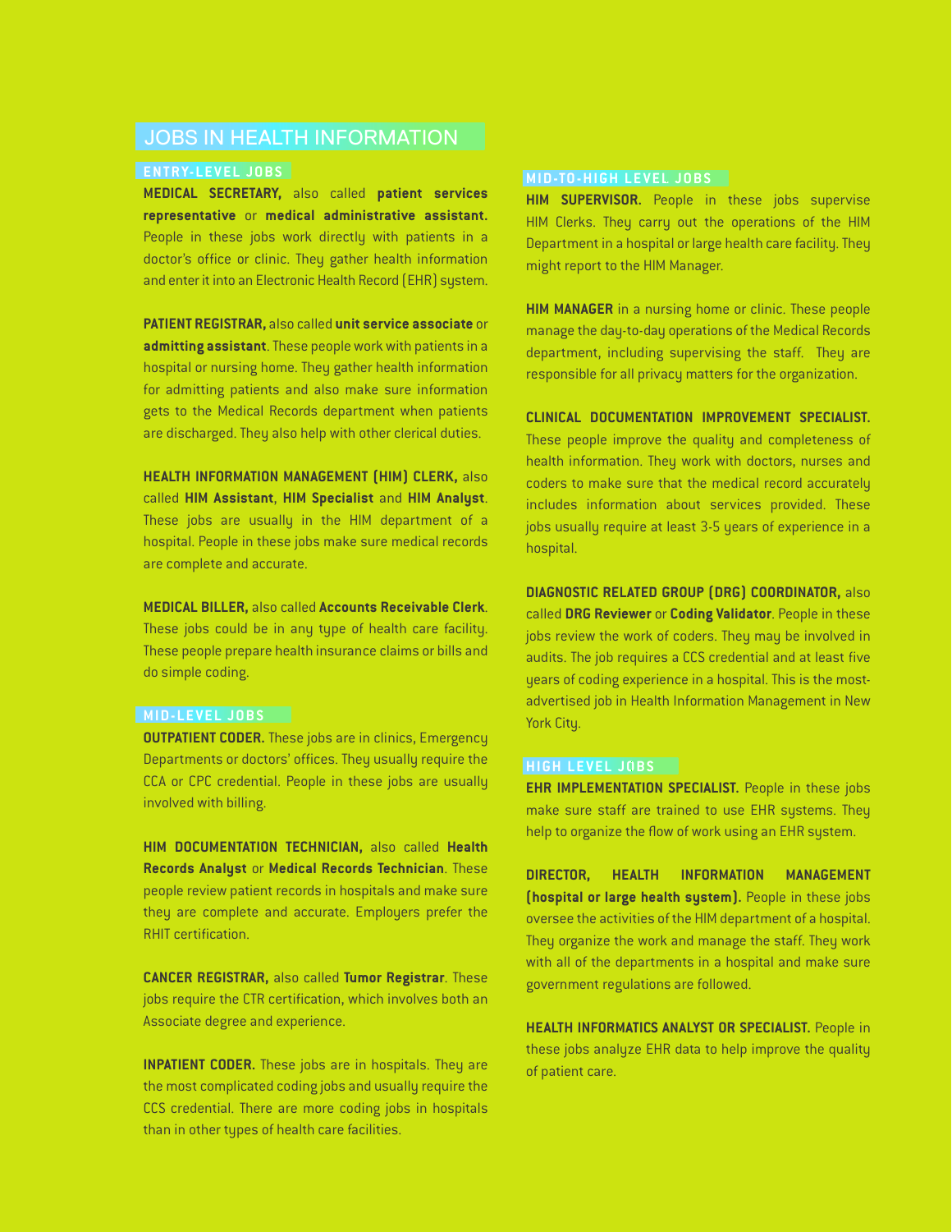# JOBS IN HEALTH INFORMATION

## ENTRY-LEVEL JOBS

**MEDICAL SECRETARY,** also called **patient services representative** or **medical administrative assistant.** People in these jobs work directly with patients in a doctor's office or clinic. They gather health information and enter it into an Electronic Health Record (EHR) system.

**PATIENT REGISTRAR,** also called **unit service associate** or **admitting assistant**. These people work with patients in a hospital or nursing home. They gather health information for admitting patients and also make sure information gets to the Medical Records department when patients are discharged. They also help with other clerical duties.

**HEALTH INFORMATION MANAGEMENT (HIM) CLERK,** also called **HIM Assistant**, **HIM Specialist** and **HIM Analyst**. These jobs are usually in the HIM department of a hospital. People in these jobs make sure medical records are complete and accurate.

**MEDICAL BILLER,** also called **Accounts Receivable Clerk**. These jobs could be in any type of health care facility. These people prepare health insurance claims or bills and do simple coding.

## MID-LEVEL JOBS

**OUTPATIENT CODER.** These jobs are in clinics, Emergency Departments or doctors' offices. They usually require the CCA or CPC credential. People in these jobs are usually involved with billing.

**HIM DOCUMENTATION TECHNICIAN,** also called **Health Records Analyst** or **Medical Records Technician**. These people review patient records in hospitals and make sure they are complete and accurate. Employers prefer the RHIT certification.

**CANCER REGISTRAR,** also called **Tumor Registrar**. These jobs require the CTR certification, which involves both an Associate degree and experience.

**INPATIENT CODER.** These jobs are in hospitals. They are the most complicated coding jobs and usually require the CCS credential. There are more coding jobs in hospitals than in other types of health care facilities.

## MID-TO-HIGH LEVEL JOBS

**HIM SUPERVISOR.** People in these jobs supervise HIM Clerks. They carry out the operations of the HIM Department in a hospital or large health care facility. They might report to the HIM Manager.

**HIM MANAGER** in a nursing home or clinic. These people manage the day-to-day operations of the Medical Records department, including supervising the staff. They are responsible for all privacy matters for the organization.

**CLINICAL DOCUMENTATION IMPROVEMENT SPECIALIST.** These people improve the quality and completeness of health information. They work with doctors, nurses and coders to make sure that the medical record accurately includes information about services provided. These jobs usually require at least 3-5 years of experience in a hospital.

**DIAGNOSTIC RELATED GROUP (DRG) COORDINATOR,** also called **DRG Reviewer** or **Coding Validator**. People in these jobs review the work of coders. They may be involved in audits. The job requires a CCS credential and at least five years of coding experience in a hospital. This is the most-advertised job in Health Information Management in New York City.

## HIGH LEVEL JOBS

**EHR IMPLEMENTATION SPECIALIST.** People in these jobs make sure staff are trained to use EHR systems. They help to organize the flow of work using an EHR system.

**DIRECTOR, HEALTH INFORMATION MANAGEMENT (hospital or large health system).** People in these jobs oversee the activities of the HIM department of a hospital. They organize the work and manage the staff. They work with all of the departments in a hospital and make sure government regulations are followed.

**HEALTH INFORMATICS ANALYST OR SPECIALIST.** People in these jobs analyze EHR data to help improve the quality of patient care.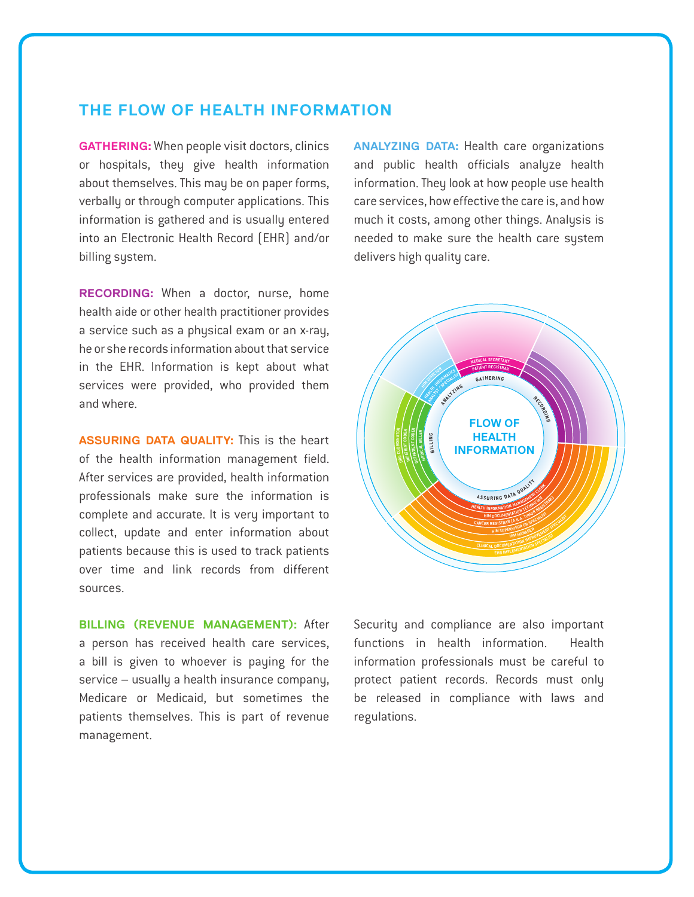## THE FLOW OF HEALTH INFORMATION

**GATHERING:** When people visit doctors, clinics or hospitals, they give health information about themselves. This may be on paper forms, verbally or through computer applications. This information is gathered and is usually entered into an Electronic Health Record (EHR) and/or billing system.

**RECORDING:** When a doctor, nurse, home health aide or other health practitioner provides a service such as a physical exam or an x-ray, he or she records information about that service in the EHR. Information is kept about what services were provided, who provided them and where.

**ASSURING DATA QUALITY:** This is the heart of the health information management field. After services are provided, health information professionals make sure the information is complete and accurate. It is very important to collect, update and enter information about patients because this is used to track patients over time and link records from different sources.

**BILLING (REVENUE MANAGEMENT):** After a person has received health care services, a bill is given to whoever is paying for the service – usually a health insurance company, Medicare or Medicaid, but sometimes the patients themselves. This is part of revenue management.

**ANALYZING DATA:** Health care organizations and public health officials analyze health information. They look at how people use health care services, how effective the care is, and how much it costs, among other things. Analysis is needed to make sure the health care system delivers high quality care.

FLOW OF HEALTH INFORMATION

GATHERING: Medical Secretary, Patient Registrar

RECORDING

ASSURING DATA QUALITY: Health Information Management Clerk, HIM Documentation Technician, Cancer Registrar (a.k.a. Tumor Registrar), HIM Supervisor or Specialist, HIM Manager, Clinical Documentation Improvement Specialist, EHR Implementation Specialist

BILLING: DRG Coordinator, Inpatient Coder, Outpatient Coder, Medical Biller

ANALYZING: HIM Director, Health Informatics Analyst / Specialist

Security and compliance are also important functions in health information. Health information professionals must be careful to protect patient records. Records must only be released in compliance with laws and regulations.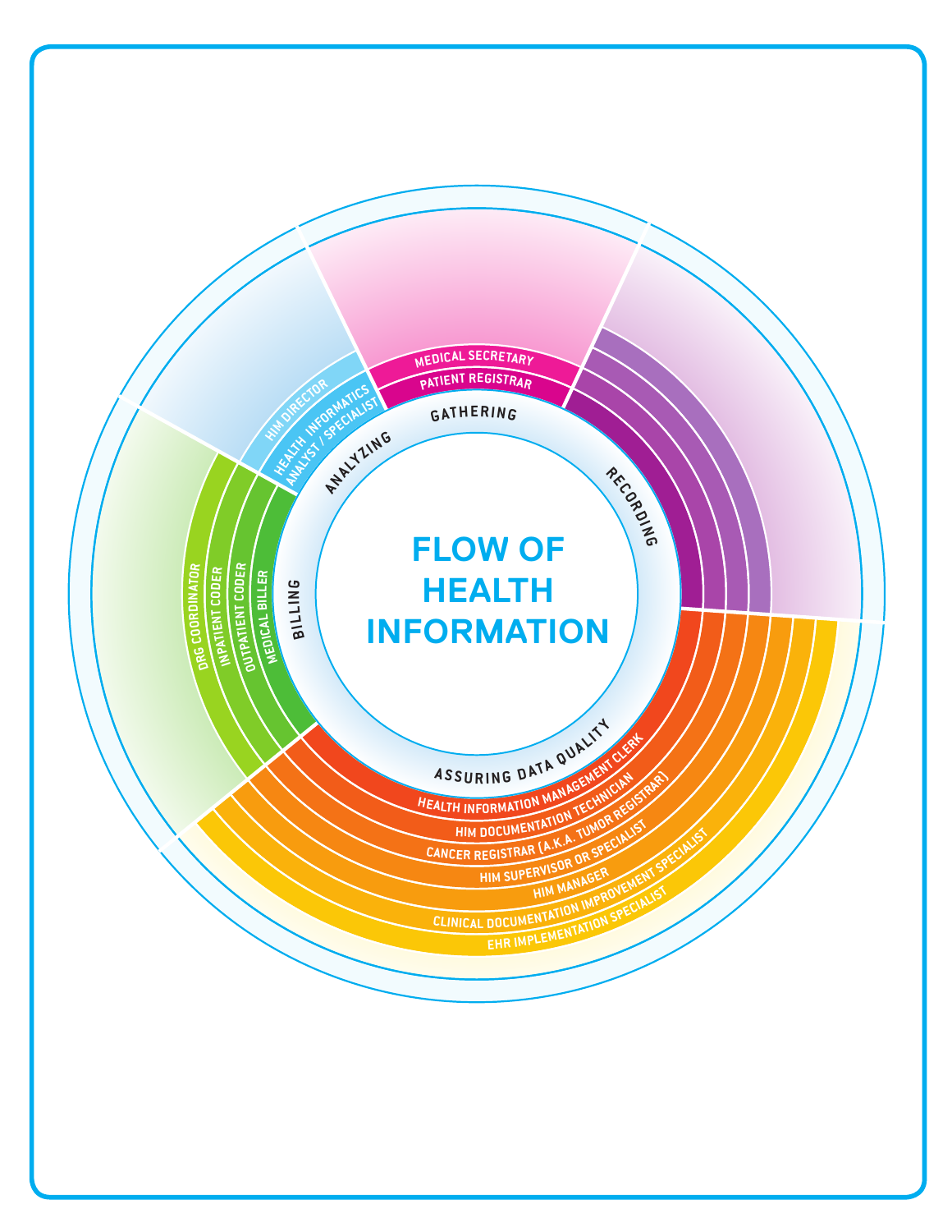# FLOW OF HEALTH INFORMATION

**GATHERING**
- PATIENT REGISTRAR
- MEDICAL SECRETARY

**RECORDING**

**ASSURING DATA QUALITY**
- HEALTH INFORMATION MANAGEMENT CLERK
- HIM DOCUMENTATION TECHNICIAN
- CANCER REGISTRAR (A.K.A. TUMOR REGISTRAR)
- HIM SUPERVISOR OR SPECIALIST
- HIM MANAGER
- CLINICAL DOCUMENTATION IMPROVEMENT SPECIALIST
- EHR IMPLEMENTATION SPECIALIST

**BILLING**
- MEDICAL BILLER
- OUTPATIENT CODER
- INPATIENT CODER
- DRG COORDINATOR

**ANALYZING**
- HEALTH INFORMATICS ANALYST / SPECIALIST
- HIM DIRECTOR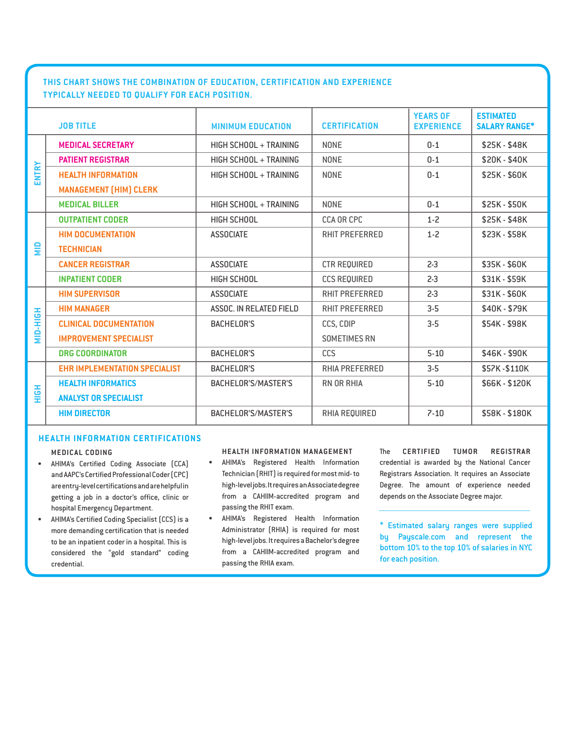**THIS CHART SHOWS THE COMBINATION OF EDUCATION, CERTIFICATION AND EXPERIENCE TYPICALLY NEEDED TO QUALIFY FOR EACH POSITION.**

| | JOB TITLE | MINIMUM EDUCATION | CERTIFICATION | YEARS OF EXPERIENCE | ESTIMATED SALARY RANGE* |
|---|---|---|---|---|---|
| ENTRY | MEDICAL SECRETARY | HIGH SCHOOL + TRAINING | NONE | 0-1 | $25K - $48K |
| | PATIENT REGISTRAR | HIGH SCHOOL + TRAINING | NONE | 0-1 | $20K - $40K |
| | HEALTH INFORMATION MANAGEMENT (HIM) CLERK | HIGH SCHOOL + TRAINING | NONE | 0-1 | $25K - $60K |
| | MEDICAL BILLER | HIGH SCHOOL + TRAINING | NONE | 0-1 | $25K - $50K |
| MID | OUTPATIENT CODER | HIGH SCHOOL | CCA OR CPC | 1-2 | $25K - $48K |
| | HIM DOCUMENTATION TECHNICIAN | ASSOCIATE | RHIT PREFERRED | 1-2 | $23K - $58K |
| | CANCER REGISTRAR | ASSOCIATE | CTR REQUIRED | 2-3 | $35K - $60K |
| | INPATIENT CODER | HIGH SCHOOL | CCS REQUIRED | 2-3 | $31K - $59K |
| MID-HIGH | HIM SUPERVISOR | ASSOCIATE | RHIT PREFERRED | 2-3 | $31K - $60K |
| | HIM MANAGER | ASSOC. IN RELATED FIELD | RHIT PREFERRED | 3-5 | $40K - $79K |
| | CLINICAL DOCUMENTATION IMPROVEMENT SPECIALIST | BACHELOR'S | CCS, CDIP SOMETIMES RN | 3-5 | $54K - $98K |
| | DRG COORDINATOR | BACHELOR'S | CCS | 5-10 | $46K - $90K |
| HIGH | EHR IMPLEMENTATION SPECIALIST | BACHELOR'S | RHIA PREFERRED | 3-5 | $57K -$110K |
| | HEALTH INFORMATICS ANALYST OR SPECIALIST | BACHELOR'S/MASTER'S | RN OR RHIA | 5-10 | $66K - $120K |
| | HIM DIRECTOR | BACHELOR'S/MASTER'S | RHIA REQUIRED | 7-10 | $58K - $180K |

## HEALTH INFORMATION CERTIFICATIONS

### MEDICAL CODING

- AHIMA's Certified Coding Associate (CCA) and AAPC's Certified Professional Coder (CPC) are entry-level certifications and are helpful in getting a job in a doctor's office, clinic or hospital Emergency Department.
- AHIMA's Certified Coding Specialist (CCS) is a more demanding certification that is needed to be an inpatient coder in a hospital. This is considered the "gold standard" coding credential.

### HEALTH INFORMATION MANAGEMENT

- AHIMA's Registered Health Information Technician (RHIT) is required for most mid- to high-level jobs. It requires an Associate degree from a CAHIIM-accredited program and passing the RHIT exam.
- AHIMA's Registered Health Information Administrator (RHIA) is required for most high-level jobs. It requires a Bachelor's degree from a CAHIIM-accredited program and passing the RHIA exam.

The **CERTIFIED TUMOR REGISTRAR** credential is awarded by the National Cancer Registrars Association. It requires an Associate Degree. The amount of experience needed depends on the Associate Degree major.

* Estimated salary ranges were supplied by Payscale.com and represent the bottom 10% to the top 10% of salaries in NYC for each position.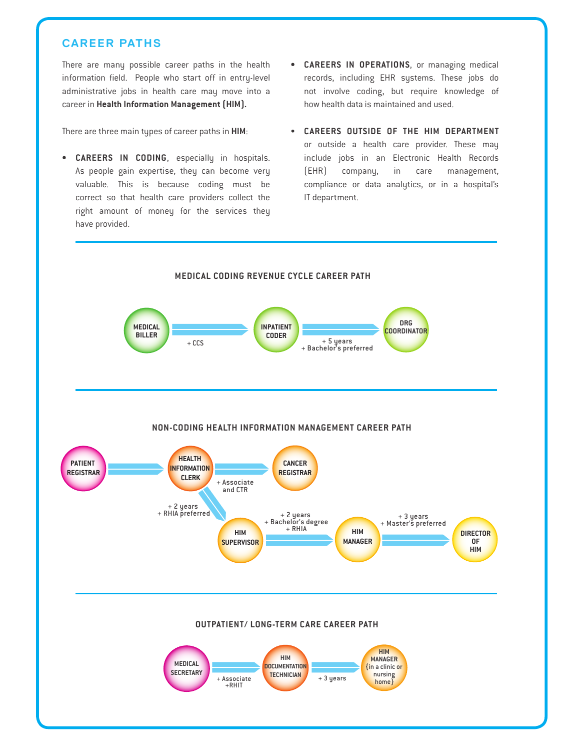## CAREER PATHS

There are many possible career paths in the health information field. People who start off in entry-level administrative jobs in health care may move into a career in **Health Information Management (HIM).**

There are three main types of career paths in **HIM**:

- **CAREERS IN CODING**, especially in hospitals. As people gain expertise, they can become very valuable. This is because coding must be correct so that health care providers collect the right amount of money for the services they have provided.
- **CAREERS IN OPERATIONS**, or managing medical records, including EHR systems. These jobs do not involve coding, but require knowledge of how health data is maintained and used.
- **CAREERS OUTSIDE OF THE HIM DEPARTMENT** or outside a health care provider. These may include jobs in an Electronic Health Records (EHR) company, in care management, compliance or data analytics, or in a hospital's IT department.

### MEDICAL CODING REVENUE CYCLE CAREER PATH

MEDICAL BILLER → (+ CCS) → INPATIENT CODER → (+ 5 years + Bachelor's preferred) → DRG COORDINATOR

### NON-CODING HEALTH INFORMATION MANAGEMENT CAREER PATH

PATIENT REGISTRAR → HEALTH INFORMATION CLERK → (+ Associate and CTR) → CANCER REGISTRAR

HEALTH INFORMATION CLERK → (+ 2 years + RHIA preferred) → HIM SUPERVISOR → (+ 2 years + Bachelor's degree + RHIA) → HIM MANAGER → (+ 3 years + Master's preferred) → DIRECTOR OF HIM

### OUTPATIENT/ LONG-TERM CARE CAREER PATH

MEDICAL SECRETARY → (+ Associate +RHIT) → HIM DOCUMENTATION TECHNICIAN → (+ 3 years) → HIM MANAGER {in a clinic or nursing home}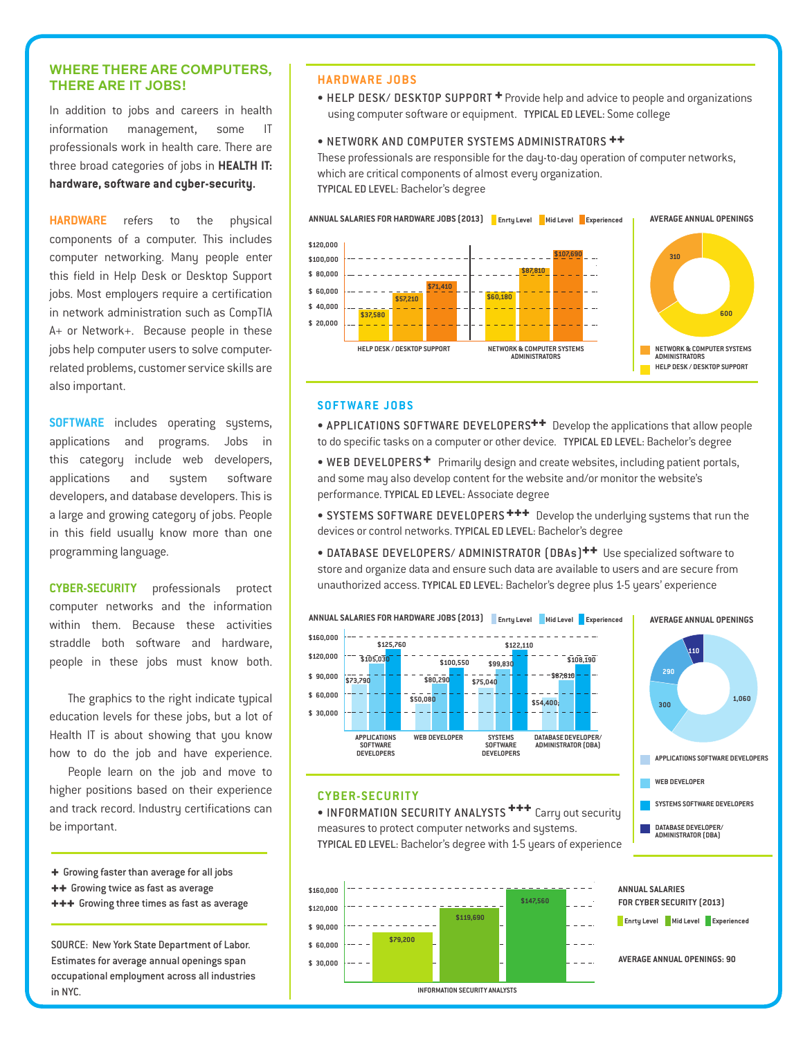## WHERE THERE ARE COMPUTERS, THERE ARE IT JOBS!

In addition to jobs and careers in health information management, some IT professionals work in health care. There are three broad categories of jobs in **HEALTH IT: hardware, software and cyber-security.**

**HARDWARE** refers to the physical components of a computer. This includes computer networking. Many people enter this field in Help Desk or Desktop Support jobs. Most employers require a certification in network administration such as CompTIA A+ or Network+. Because people in these jobs help computer users to solve computer-related problems, customer service skills are also important.

**SOFTWARE** includes operating systems, applications and programs. Jobs in this category include web developers, applications and system software developers, and database developers. This is a large and growing category of jobs. People in this field usually know more than one programming language.

**CYBER-SECURITY** professionals protect computer networks and the information within them. Because these activities straddle both software and hardware, people in these jobs must know both.

The graphics to the right indicate typical education levels for these jobs, but a lot of Health IT is about showing that you know how to do the job and have experience. People learn on the job and move to higher positions based on their experience and track record. Industry certifications can be important.

+ Growing faster than average for all jobs
++ Growing twice as fast as average
+++ Growing three times as fast as average

SOURCE: New York State Department of Labor. Estimates for average annual openings span occupational employment across all industries in NYC.

## HARDWARE JOBS

- HELP DESK/ DESKTOP SUPPORT + Provide help and advice to people and organizations using computer software or equipment. TYPICAL ED LEVEL: Some college
- NETWORK AND COMPUTER SYSTEMS ADMINISTRATORS ++ These professionals are responsible for the day-to-day operation of computer networks, which are critical components of almost every organization. TYPICAL ED LEVEL: Bachelor's degree

**ANNUAL SALARIES FOR HARDWARE JOBS (2013)**

| | Enrty Level | Mid Level | Experienced |
|---|---|---|---|
| HELP DESK / DESKTOP SUPPORT | $37,580 | $57,210 | $71,410 |
| NETWORK & COMPUTER SYSTEMS ADMINISTRATORS | $60,180 | $87,810 | $107,690 |

**AVERAGE ANNUAL OPENINGS**

| Job | Openings |
|---|---|
| NETWORK & COMPUTER SYSTEMS ADMINISTRATORS | 310 |
| HELP DESK / DESKTOP SUPPORT | 600 |

## SOFTWARE JOBS

- APPLICATIONS SOFTWARE DEVELOPERS++ Develop the applications that allow people to do specific tasks on a computer or other device. TYPICAL ED LEVEL: Bachelor's degree
- WEB DEVELOPERS+ Primarily design and create websites, including patient portals, and some may also develop content for the website and/or monitor the website's performance. TYPICAL ED LEVEL: Associate degree
- SYSTEMS SOFTWARE DEVELOPERS+++ Develop the underlying systems that run the devices or control networks. TYPICAL ED LEVEL: Bachelor's degree
- DATABASE DEVELOPERS/ ADMINISTRATOR (DBAs)++ Use specialized software to store and organize data and ensure such data are available to users and are secure from unauthorized access. TYPICAL ED LEVEL: Bachelor's degree plus 1-5 years' experience

**ANNUAL SALARIES FOR HARDWARE JOBS (2013)**

| | Enrty Level | Mid Level | Experienced |
|---|---|---|---|
| APPLICATIONS SOFTWARE DEVELOPERS | $73,790 | $105,030 | $125,760 |
| WEB DEVELOPER | $50,080 | $80,290 | $100,550 |
| SYSTEMS SOFTWARE DEVELOPERS | $75,040 | $99,830 | $122,110 |
| DATABASE DEVELOPER/ ADMINISTRATOR (DBA) | $54,400 | $87,810 | $108,190 |

**AVERAGE ANNUAL OPENINGS**

| Job | Openings |
|---|---|
| APPLICATIONS SOFTWARE DEVELOPERS | 1,060 |
| WEB DEVELOPER | 300 |
| SYSTEMS SOFTWARE DEVELOPERS | 290 |
| DATABASE DEVELOPER/ ADMINISTRATOR (DBA) | 110 |

## CYBER-SECURITY

- INFORMATION SECURITY ANALYSTS +++ Carry out security measures to protect computer networks and systems. TYPICAL ED LEVEL: Bachelor's degree with 1-5 years of experience

**ANNUAL SALARIES FOR CYBER SECURITY (2013)**

| | Enrty Level | Mid Level | Experienced |
|---|---|---|---|
| INFORMATION SECURITY ANALYSTS | $79,200 | $119,690 | $147,560 |

AVERAGE ANNUAL OPENINGS: 90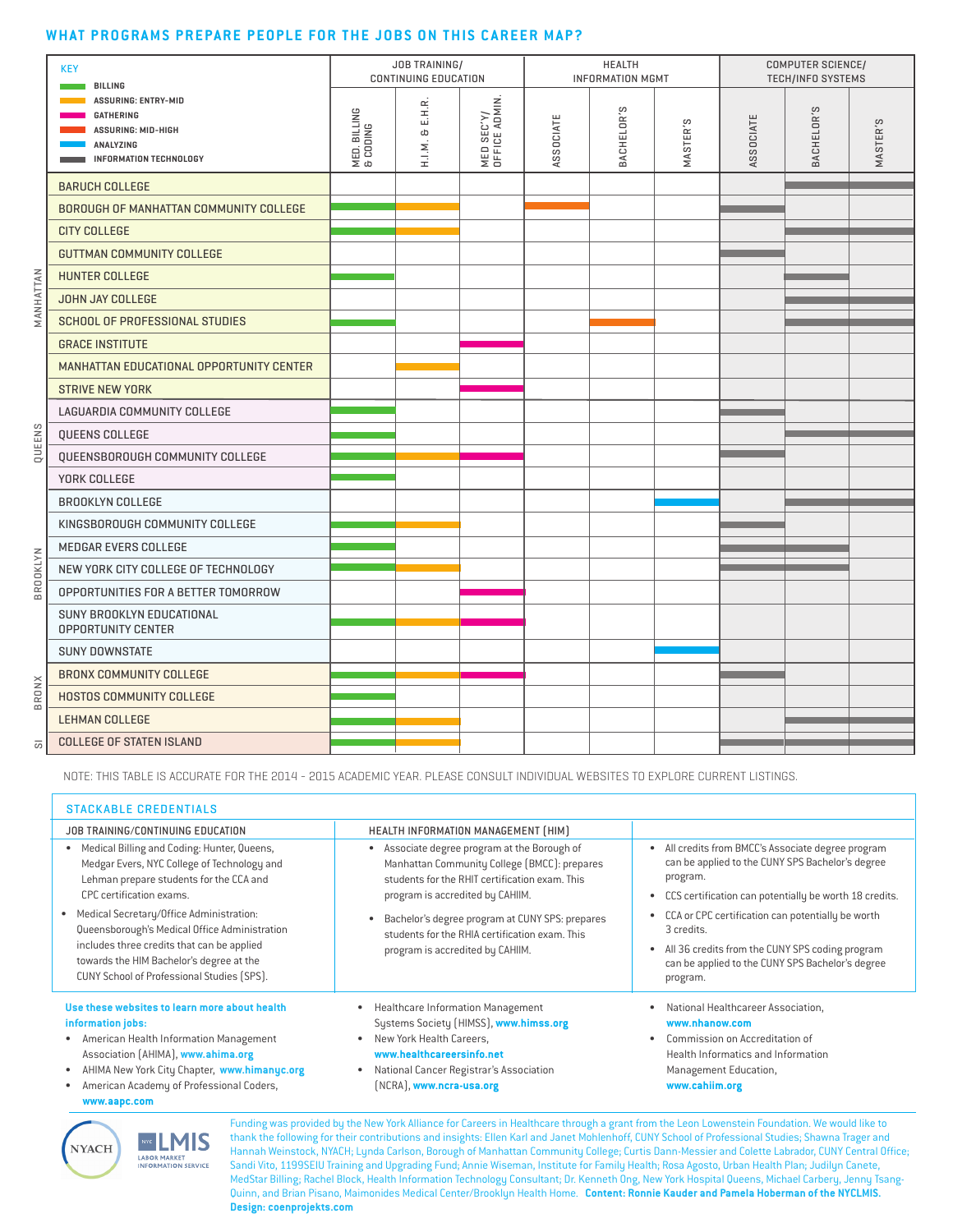## WHAT PROGRAMS PREPARE PEOPLE FOR THE JOBS ON THIS CAREER MAP?

**KEY**

- BILLING
- ASSURING: ENTRY-MID
- GATHERING
- ASSURING: MID-HIGH
- ANALYZING
- INFORMATION TECHNOLOGY

| | | JOB TRAINING/ CONTINUING EDUCATION | | | HEALTH INFORMATION MGMT | | | COMPUTER SCIENCE/ TECH/INFO SYSTEMS | | |
|---|---|---|---|---|---|---|---|---|---|---|
| | | MED. BILLING & CODING | H.I.M. & E.H.R. | MED SEC'Y/ OFFICE ADMIN. | ASSOCIATE | BACHELOR'S | MASTER'S | ASSOCIATE | BACHELOR'S | MASTER'S |
| MANHATTAN | BARUCH COLLEGE | | | | | | | | Information Technology | Information Technology |
| MANHATTAN | BOROUGH OF MANHATTAN COMMUNITY COLLEGE | Billing | Assuring: Entry-Mid | | Assuring: Mid-High | | | Information Technology | | |
| MANHATTAN | CITY COLLEGE | Billing | Assuring: Entry-Mid | | | | | | Information Technology | Information Technology |
| MANHATTAN | GUTTMAN COMMUNITY COLLEGE | | | | | | | Information Technology | | |
| MANHATTAN | HUNTER COLLEGE | Billing | | | | | | | Information Technology | |
| MANHATTAN | JOHN JAY COLLEGE | | | | | | | | Information Technology | Information Technology |
| MANHATTAN | SCHOOL OF PROFESSIONAL STUDIES | Billing | | | | Assuring: Mid-High | | | Information Technology | Information Technology |
| MANHATTAN | GRACE INSTITUTE | | | Gathering | | | | | | |
| MANHATTAN | MANHATTAN EDUCATIONAL OPPORTUNITY CENTER | | Assuring: Entry-Mid | | | | | | | |
| MANHATTAN | STRIVE NEW YORK | | | Gathering | | | | | | |
| QUEENS | LAGUARDIA COMMUNITY COLLEGE | Billing | | | | | | Information Technology | | |
| QUEENS | QUEENS COLLEGE | Billing | | | | | | | Information Technology | Information Technology |
| QUEENS | QUEENSBOROUGH COMMUNITY COLLEGE | Billing | Assuring: Entry-Mid | | | | | Information Technology | | |
| QUEENS | YORK COLLEGE | | | | | | | | | |
| BROOKLYN | BROOKLYN COLLEGE | | | | | | Analyzing | | Information Technology | Information Technology |
| BROOKLYN | KINGSBOROUGH COMMUNITY COLLEGE | | Assuring: Entry-Mid | | | | | Information Technology | | |
| BROOKLYN | MEDGAR EVERS COLLEGE | Billing | | | | | | Information Technology | Information Technology | |
| BROOKLYN | NEW YORK CITY COLLEGE OF TECHNOLOGY | Billing | Assuring: Entry-Mid | | | | | Information Technology | Information Technology | |
| BROOKLYN | OPPORTUNITIES FOR A BETTER TOMORROW | | | Gathering | | | | | | |
| BROOKLYN | SUNY BROOKLYN EDUCATIONAL OPPORTUNITY CENTER | Billing | Assuring: Entry-Mid | Gathering | | | | | | |
| BROOKLYN | SUNY DOWNSTATE | | | | | | Analyzing | | | |
| BRONX | BRONX COMMUNITY COLLEGE | Billing | Assuring: Entry-Mid | Gathering | | | | Information Technology | | |
| BRONX | HOSTOS COMMUNITY COLLEGE | Billing | | | | | | | | |
| BRONX | LEHMAN COLLEGE | Billing | Assuring: Entry-Mid | | | | | | Information Technology | Information Technology |
| SI | COLLEGE OF STATEN ISLAND | Billing | Assuring: Entry-Mid | | | | | Information Technology | Information Technology | Information Technology |

NOTE: THIS TABLE IS ACCURATE FOR THE 2014 - 2015 ACADEMIC YEAR. PLEASE CONSULT INDIVIDUAL WEBSITES TO EXPLORE CURRENT LISTINGS.

## STACKABLE CREDENTIALS

### JOB TRAINING/CONTINUING EDUCATION

- Medical Billing and Coding: Hunter, Queens, Medgar Evers, NYC College of Technology and Lehman prepare students for the CCA and CPC certification exams.
- Medical Secretary/Office Administration: Queensborough's Medical Office Administration includes three credits that can be applied towards the HIM Bachelor's degree at the CUNY School of Professional Studies (SPS).

### HEALTH INFORMATION MANAGEMENT (HIM)

- Associate degree program at the Borough of Manhattan Community College (BMCC): prepares students for the RHIT certification exam. This program is accredited by CAHIIM.
- Bachelor's degree program at CUNY SPS: prepares students for the RHIA certification exam. This program is accredited by CAHIIM.
- All credits from BMCC's Associate degree program can be applied to the CUNY SPS Bachelor's degree program.
- CCS certification can potentially be worth 18 credits.
- CCA or CPC certification can potentially be worth 3 credits.
- All 36 credits from the CUNY SPS coding program can be applied to the CUNY SPS Bachelor's degree program.

**Use these websites to learn more about health information jobs:**

- American Health Information Management Association (AHIMA), **www.ahima.org**
- AHIMA New York City Chapter, **www.himanyc.org**
- American Academy of Professional Coders, **www.aapc.com**
- Healthcare Information Management Systems Society (HIMSS), **www.himss.org**
- New York Health Careers, **www.healthcareersinfo.net**
- National Cancer Registrar's Association (NCRA), **www.ncra-usa.org**
- National Healthcareer Association, **www.nhanow.com**
- Commission on Accreditation of Health Informatics and Information Management Education, **www.cahiim.org**

NYACH

NYC LMIS LABOR MARKET INFORMATION SERVICE

Funding was provided by the New York Alliance for Careers in Healthcare through a grant from the Leon Lowenstein Foundation. We would like to thank the following for their contributions and insights: Ellen Karl and Janet Mohlenhoff, CUNY School of Professional Studies; Shawna Trager and Hannah Weinstock, NYACH; Lynda Carlson, Borough of Manhattan Community College; Curtis Dann-Messier and Colette Labrador, CUNY Central Office; Sandi Vito, 1199SEIU Training and Upgrading Fund; Annie Wiseman, Institute for Family Health; Rosa Agosto, Urban Health Plan; Judilyn Canete, MedStar Billing; Rachel Block, Health Information Technology Consultant; Dr. Kenneth Ong, New York Hospital Queens, Michael Carbery, Jenny Tsang-Quinn, and Brian Pisano, Maimonides Medical Center/Brooklyn Health Home. **Content: Ronnie Kauder and Pamela Hoberman of the NYCLMIS. Design: coenprojekts.com**